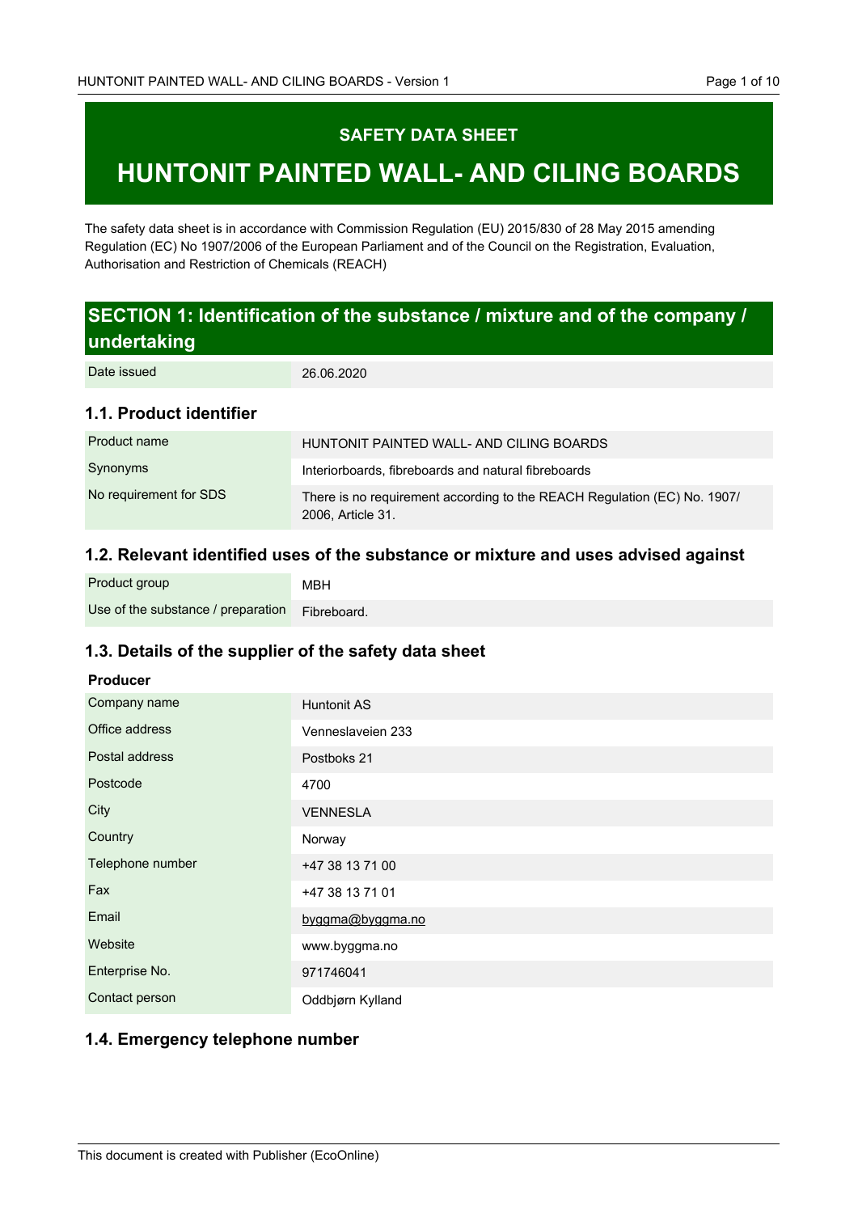# SAFETY DATA SHEET

# HUNTONIT PAINTED WALL- AND CILING BOARDS

The safety data sheet is in accordance with Commission Regulation (EU) 2015/830 of 28 May 2015 amending Regulation (EC) No 1907/2006 of the European Parliament and of the Council on the Registration, Evaluation, Authorisation and Restriction of Chemicals (REACH)

## SECTION 1: Identification of the substance / mixture and of the company / undertaking

| Date issued | 26.06.2020 |
|---|---|

### 1.1. Product identifier

| Product name | HUNTONIT PAINTED WALL- AND CILING BOARDS |
|---|---|
| Synonyms | Interiorboards, fibreboards and natural fibreboards |
| No requirement for SDS | There is no requirement according to the REACH Regulation (EC) No. 1907/ 2006, Article 31. |

### 1.2. Relevant identified uses of the substance or mixture and uses advised against

| Product group | MBH |
|---|---|
| Use of the substance / preparation | Fibreboard. |

### 1.3. Details of the supplier of the safety data sheet

**Producer**

| Company name | Huntonit AS |
|---|---|
| Office address | Venneslaveien 233 |
| Postal address | Postboks 21 |
| Postcode | 4700 |
| City | VENNESLA |
| Country | Norway |
| Telephone number | +47 38 13 71 00 |
| Fax | +47 38 13 71 01 |
| Email | byggma@byggma.no |
| Website | www.byggma.no |
| Enterprise No. | 971746041 |
| Contact person | Oddbjørn Kylland |

### 1.4. Emergency telephone number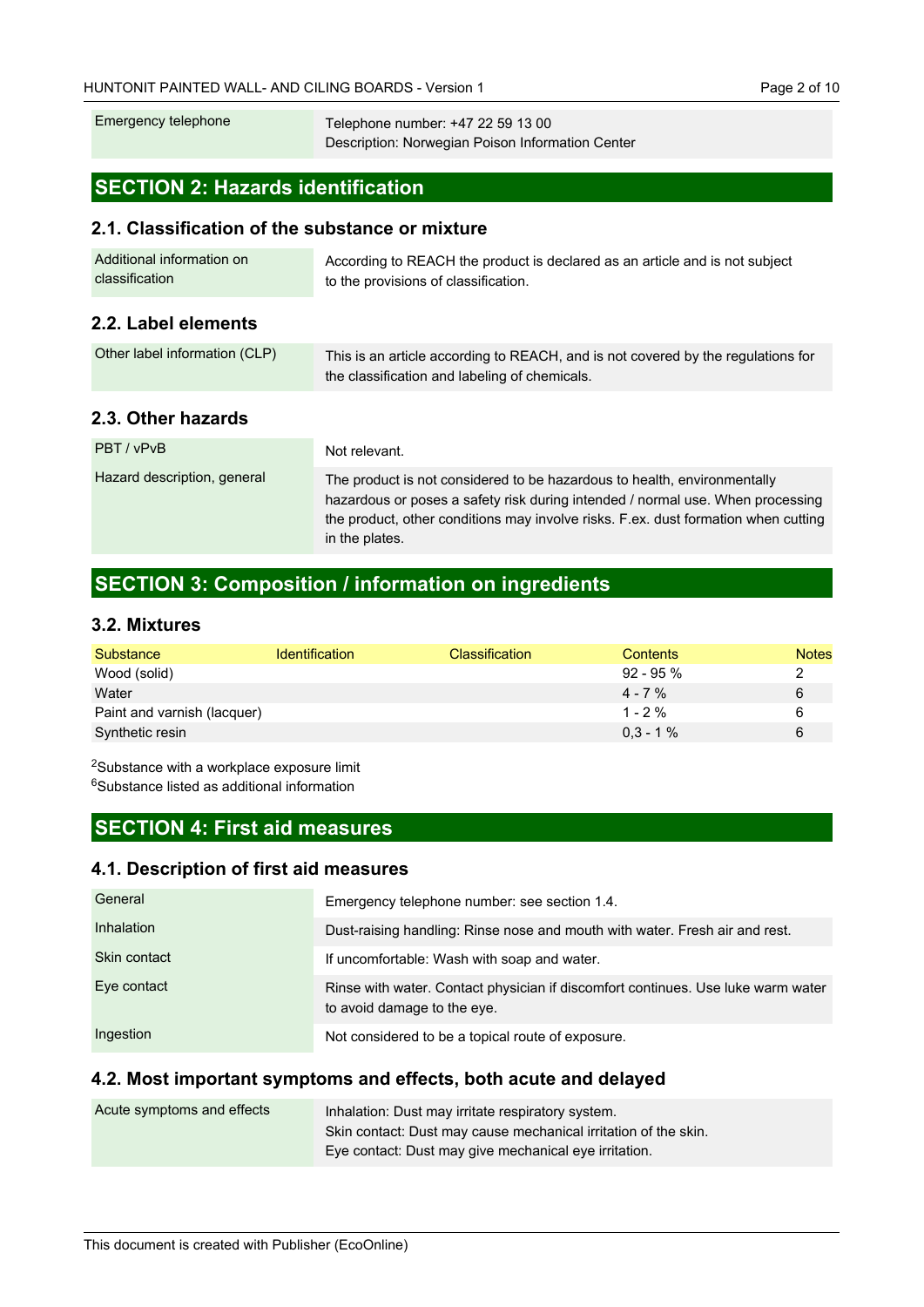| | |
|---|---|
| Emergency telephone | Telephone number: +47 22 59 13 00<br>Description: Norwegian Poison Information Center |

## SECTION 2: Hazards identification

### 2.1. Classification of the substance or mixture

| | |
|---|---|
| Additional information on classification | According to REACH the product is declared as an article and is not subject to the provisions of classification. |

### 2.2. Label elements

| | |
|---|---|
| Other label information (CLP) | This is an article according to REACH, and is not covered by the regulations for the classification and labeling of chemicals. |

### 2.3. Other hazards

| | |
|---|---|
| PBT / vPvB | Not relevant. |
| Hazard description, general | The product is not considered to be hazardous to health, environmentally hazardous or poses a safety risk during intended / normal use. When processing the product, other conditions may involve risks. F.ex. dust formation when cutting in the plates. |

## SECTION 3: Composition / information on ingredients

### 3.2. Mixtures

| Substance | Identification | Classification | Contents | Notes |
|---|---|---|---|---|
| Wood (solid) | | | 92 - 95 % | 2 |
| Water | | | 4 - 7 % | 6 |
| Paint and varnish (lacquer) | | | 1 - 2 % | 6 |
| Synthetic resin | | | 0,3 - 1 % | 6 |

[2]Substance with a workplace exposure limit
[6]Substance listed as additional information

## SECTION 4: First aid measures

### 4.1. Description of first aid measures

| | |
|---|---|
| General | Emergency telephone number: see section 1.4. |
| Inhalation | Dust-raising handling: Rinse nose and mouth with water. Fresh air and rest. |
| Skin contact | If uncomfortable: Wash with soap and water. |
| Eye contact | Rinse with water. Contact physician if discomfort continues. Use luke warm water to avoid damage to the eye. |
| Ingestion | Not considered to be a topical route of exposure. |

### 4.2. Most important symptoms and effects, both acute and delayed

| | |
|---|---|
| Acute symptoms and effects | Inhalation: Dust may irritate respiratory system.<br>Skin contact: Dust may cause mechanical irritation of the skin.<br>Eye contact: Dust may give mechanical eye irritation. |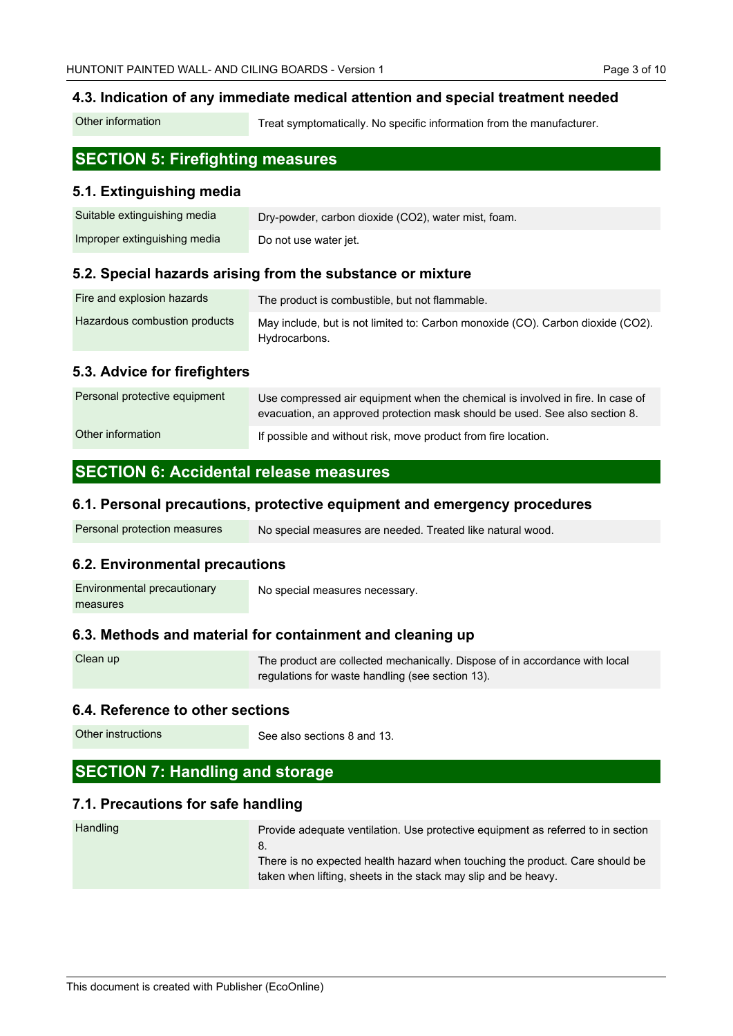### 4.3. Indication of any immediate medical attention and special treatment needed

| | |
|---|---|
| Other information | Treat symptomatically. No specific information from the manufacturer. |

## SECTION 5: Firefighting measures

### 5.1. Extinguishing media

| | |
|---|---|
| Suitable extinguishing media | Dry-powder, carbon dioxide ($CO_2$), water mist, foam. |
| Improper extinguishing media | Do not use water jet. |

### 5.2. Special hazards arising from the substance or mixture

| | |
|---|---|
| Fire and explosion hazards | The product is combustible, but not flammable. |
| Hazardous combustion products | May include, but is not limited to: Carbon monoxide (CO). Carbon dioxide ($CO_2$). Hydrocarbons. |

### 5.3. Advice for firefighters

| | |
|---|---|
| Personal protective equipment | Use compressed air equipment when the chemical is involved in fire. In case of evacuation, an approved protection mask should be used. See also section 8. |
| Other information | If possible and without risk, move product from fire location. |

## SECTION 6: Accidental release measures

### 6.1. Personal precautions, protective equipment and emergency procedures

| | |
|---|---|
| Personal protection measures | No special measures are needed. Treated like natural wood. |

### 6.2. Environmental precautions

| | |
|---|---|
| Environmental precautionary measures | No special measures necessary. |

### 6.3. Methods and material for containment and cleaning up

| | |
|---|---|
| Clean up | The product are collected mechanically. Dispose of in accordance with local regulations for waste handling (see section 13). |

### 6.4. Reference to other sections

| | |
|---|---|
| Other instructions | See also sections 8 and 13. |

## SECTION 7: Handling and storage

### 7.1. Precautions for safe handling

| | |
|---|---|
| Handling | Provide adequate ventilation. Use protective equipment as referred to in section 8.<br>There is no expected health hazard when touching the product. Care should be taken when lifting, sheets in the stack may slip and be heavy. |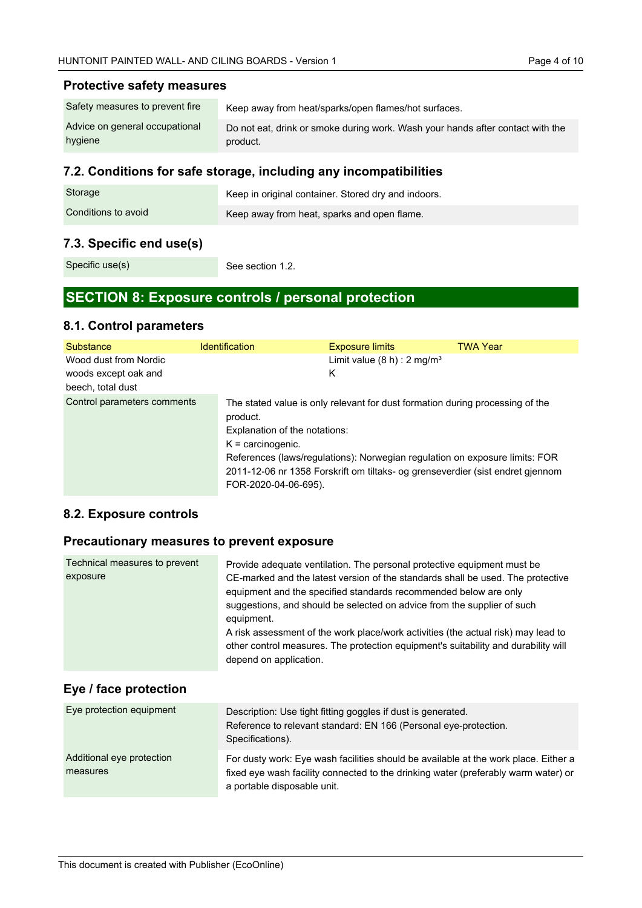### Protective safety measures

| | |
|---|---|
| Safety measures to prevent fire | Keep away from heat/sparks/open flames/hot surfaces. |
| Advice on general occupational hygiene | Do not eat, drink or smoke during work. Wash your hands after contact with the product. |

## 7.2. Conditions for safe storage, including any incompatibilities

| | |
|---|---|
| Storage | Keep in original container. Stored dry and indoors. |
| Conditions to avoid | Keep away from heat, sparks and open flame. |

## 7.3. Specific end use(s)

| | |
|---|---|
| Specific use(s) | See section 1.2. |

# SECTION 8: Exposure controls / personal protection

## 8.1. Control parameters

| Substance | Identification | Exposure limits | TWA Year |
|---|---|---|---|
| Wood dust from Nordic woods except oak and beech, total dust | | Limit value (8 h) : 2 mg/m³<br>K | |

| | |
|---|---|
| Control parameters comments | The stated value is only relevant for dust formation during processing of the product.<br>Explanation of the notations:<br>K = carcinogenic.<br>References (laws/regulations): Norwegian regulation on exposure limits: FOR 2011-12-06 nr 1358 Forskrift om tiltaks- og grenseverdier (sist endret gjennom FOR-2020-04-06-695). |

## 8.2. Exposure controls

### Precautionary measures to prevent exposure

| | |
|---|---|
| Technical measures to prevent exposure | Provide adequate ventilation. The personal protective equipment must be CE-marked and the latest version of the standards shall be used. The protective equipment and the specified standards recommended below are only suggestions, and should be selected on advice from the supplier of such equipment.<br>A risk assessment of the work place/work activities (the actual risk) may lead to other control measures. The protection equipment's suitability and durability will depend on application. |

### Eye / face protection

| | |
|---|---|
| Eye protection equipment | Description: Use tight fitting goggles if dust is generated.<br>Reference to relevant standard: EN 166 (Personal eye-protection. Specifications). |
| Additional eye protection measures | For dusty work: Eye wash facilities should be available at the work place. Either a fixed eye wash facility connected to the drinking water (preferably warm water) or a portable disposable unit. |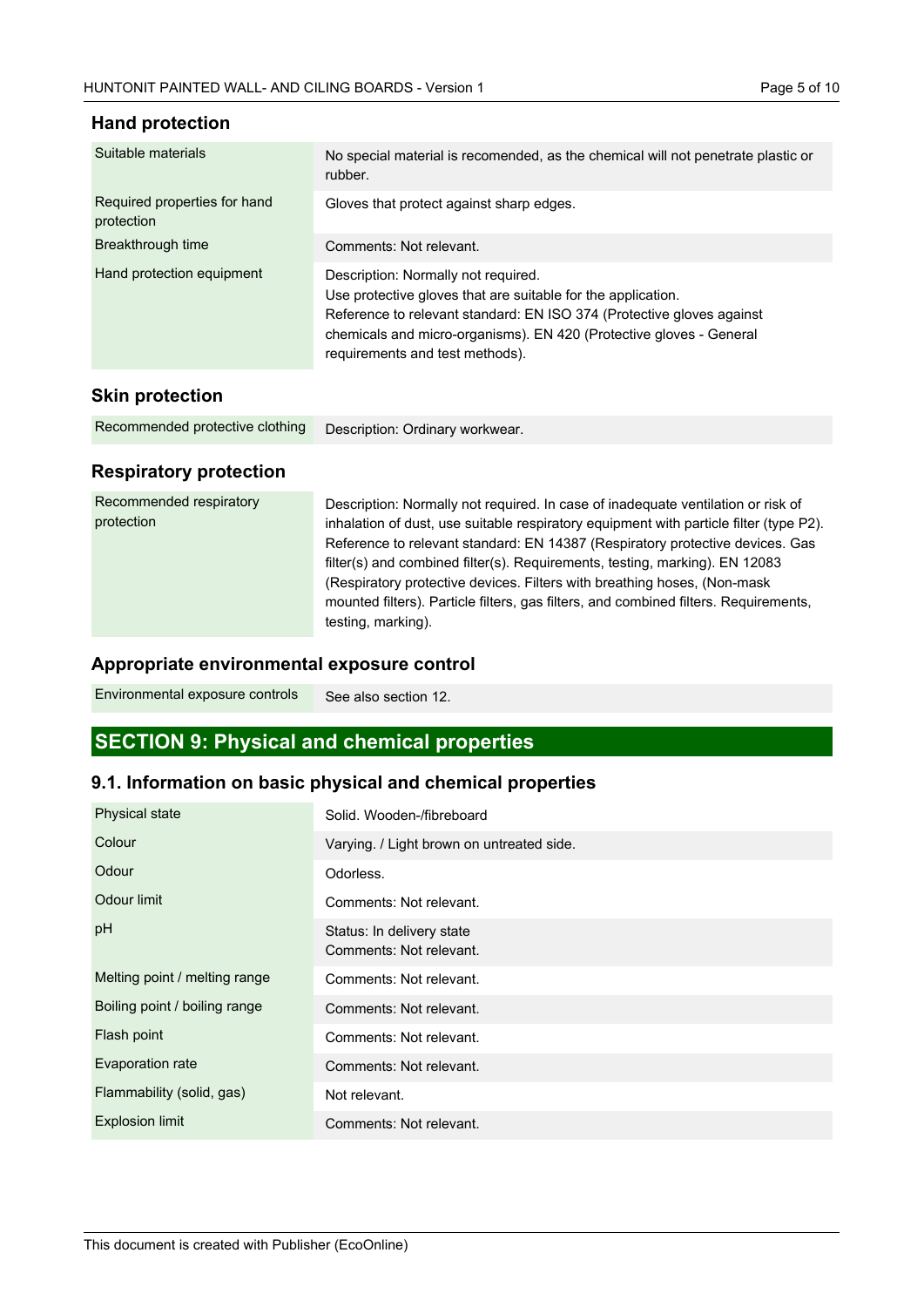## Hand protection

| | |
|---|---|
| Suitable materials | No special material is recomended, as the chemical will not penetrate plastic or rubber. |
| Required properties for hand protection | Gloves that protect against sharp edges. |
| Breakthrough time | Comments: Not relevant. |
| Hand protection equipment | Description: Normally not required.<br>Use protective gloves that are suitable for the application.<br>Reference to relevant standard: EN ISO 374 (Protective gloves against chemicals and micro-organisms). EN 420 (Protective gloves - General requirements and test methods). |

## Skin protection

| | |
|---|---|
| Recommended protective clothing | Description: Ordinary workwear. |

## Respiratory protection

| | |
|---|---|
| Recommended respiratory protection | Description: Normally not required. In case of inadequate ventilation or risk of inhalation of dust, use suitable respiratory equipment with particle filter (type P2). Reference to relevant standard: EN 14387 (Respiratory protective devices. Gas filter(s) and combined filter(s). Requirements, testing, marking). EN 12083 (Respiratory protective devices. Filters with breathing hoses, (Non-mask mounted filters). Particle filters, gas filters, and combined filters. Requirements, testing, marking). |

## Appropriate environmental exposure control

| | |
|---|---|
| Environmental exposure controls | See also section 12. |

# SECTION 9: Physical and chemical properties

## 9.1. Information on basic physical and chemical properties

| | |
|---|---|
| Physical state | Solid. Wooden-/fibreboard |
| Colour | Varying. / Light brown on untreated side. |
| Odour | Odorless. |
| Odour limit | Comments: Not relevant. |
| pH | Status: In delivery state<br>Comments: Not relevant. |
| Melting point / melting range | Comments: Not relevant. |
| Boiling point / boiling range | Comments: Not relevant. |
| Flash point | Comments: Not relevant. |
| Evaporation rate | Comments: Not relevant. |
| Flammability (solid, gas) | Not relevant. |
| Explosion limit | Comments: Not relevant. |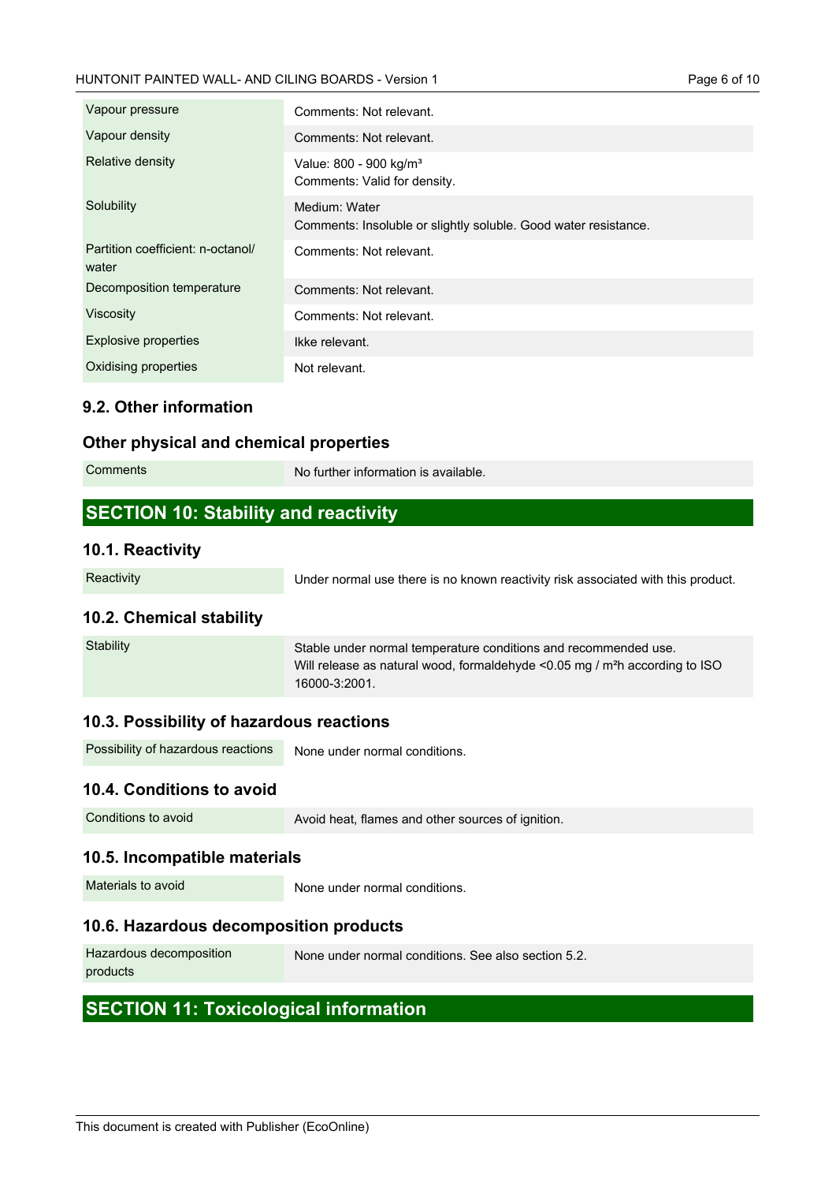| | |
|---|---|
| Vapour pressure | Comments: Not relevant. |
| Vapour density | Comments: Not relevant. |
| Relative density | Value: 800 - 900 kg/m³<br>Comments: Valid for density. |
| Solubility | Medium: Water<br>Comments: Insoluble or slightly soluble. Good water resistance. |
| Partition coefficient: n-octanol/ water | Comments: Not relevant. |
| Decomposition temperature | Comments: Not relevant. |
| Viscosity | Comments: Not relevant. |
| Explosive properties | Ikke relevant. |
| Oxidising properties | Not relevant. |

### 9.2. Other information

### Other physical and chemical properties

| | |
|---|---|
| Comments | No further information is available. |

## SECTION 10: Stability and reactivity

### 10.1. Reactivity

| | |
|---|---|
| Reactivity | Under normal use there is no known reactivity risk associated with this product. |

### 10.2. Chemical stability

| | |
|---|---|
| Stability | Stable under normal temperature conditions and recommended use.<br>Will release as natural wood, formaldehyde <0.05 mg / m²h according to ISO 16000-3:2001. |

### 10.3. Possibility of hazardous reactions

| | |
|---|---|
| Possibility of hazardous reactions | None under normal conditions. |

### 10.4. Conditions to avoid

| | |
|---|---|
| Conditions to avoid | Avoid heat, flames and other sources of ignition. |

### 10.5. Incompatible materials

| | |
|---|---|
| Materials to avoid | None under normal conditions. |

### 10.6. Hazardous decomposition products

| | |
|---|---|
| Hazardous decomposition products | None under normal conditions. See also section 5.2. |

## SECTION 11: Toxicological information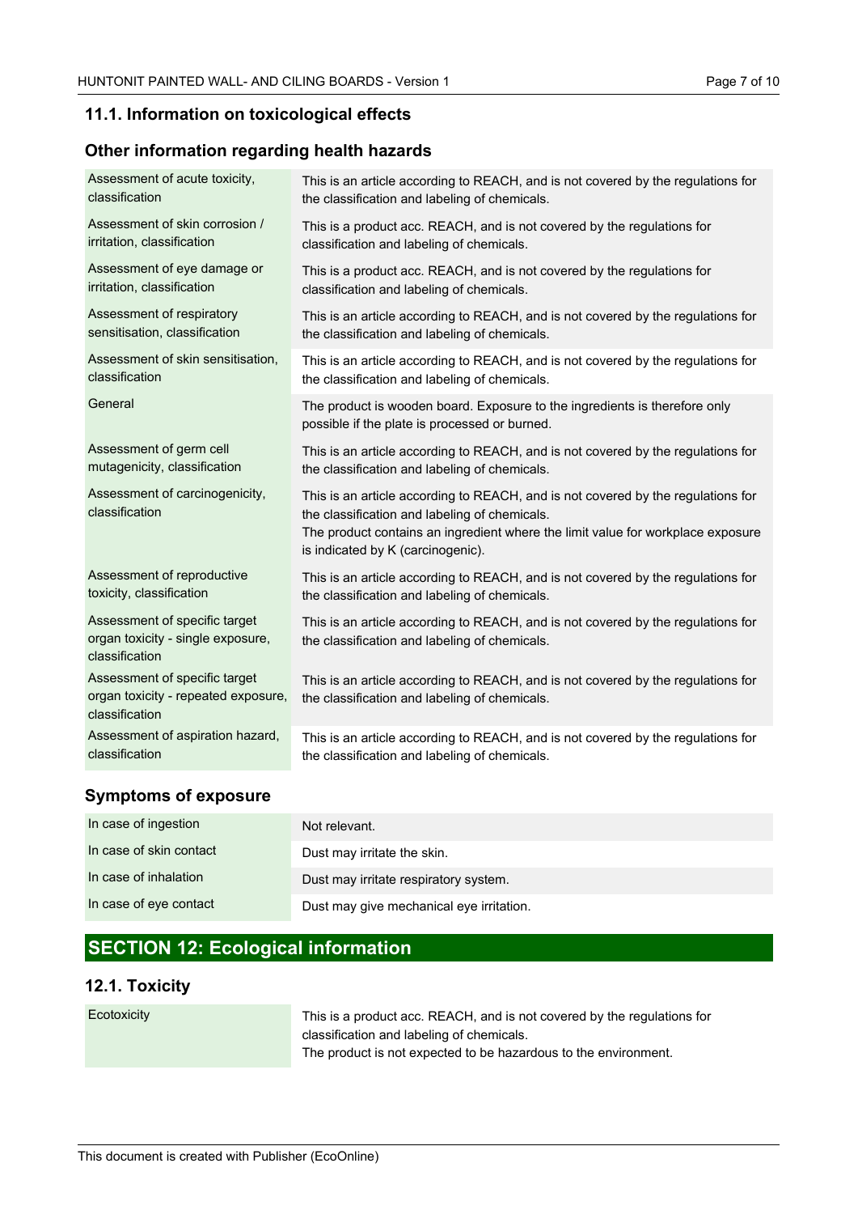### 11.1. Information on toxicological effects

### Other information regarding health hazards

| | |
|---|---|
| Assessment of acute toxicity, classification | This is an article according to REACH, and is not covered by the regulations for the classification and labeling of chemicals. |
| Assessment of skin corrosion / irritation, classification | This is a product acc. REACH, and is not covered by the regulations for classification and labeling of chemicals. |
| Assessment of eye damage or irritation, classification | This is a product acc. REACH, and is not covered by the regulations for classification and labeling of chemicals. |
| Assessment of respiratory sensitisation, classification | This is an article according to REACH, and is not covered by the regulations for the classification and labeling of chemicals. |
| Assessment of skin sensitisation, classification | This is an article according to REACH, and is not covered by the regulations for the classification and labeling of chemicals. |
| General | The product is wooden board. Exposure to the ingredients is therefore only possible if the plate is processed or burned. |
| Assessment of germ cell mutagenicity, classification | This is an article according to REACH, and is not covered by the regulations for the classification and labeling of chemicals. |
| Assessment of carcinogenicity, classification | This is an article according to REACH, and is not covered by the regulations for the classification and labeling of chemicals.<br>The product contains an ingredient where the limit value for workplace exposure is indicated by K (carcinogenic). |
| Assessment of reproductive toxicity, classification | This is an article according to REACH, and is not covered by the regulations for the classification and labeling of chemicals. |
| Assessment of specific target organ toxicity - single exposure, classification | This is an article according to REACH, and is not covered by the regulations for the classification and labeling of chemicals. |
| Assessment of specific target organ toxicity - repeated exposure, classification | This is an article according to REACH, and is not covered by the regulations for the classification and labeling of chemicals. |
| Assessment of aspiration hazard, classification | This is an article according to REACH, and is not covered by the regulations for the classification and labeling of chemicals. |

### Symptoms of exposure

| | |
|---|---|
| In case of ingestion | Not relevant. |
| In case of skin contact | Dust may irritate the skin. |
| In case of inhalation | Dust may irritate respiratory system. |
| In case of eye contact | Dust may give mechanical eye irritation. |

## SECTION 12: Ecological information

### 12.1. Toxicity

| | |
|---|---|
| Ecotoxicity | This is a product acc. REACH, and is not covered by the regulations for classification and labeling of chemicals.<br>The product is not expected to be hazardous to the environment. |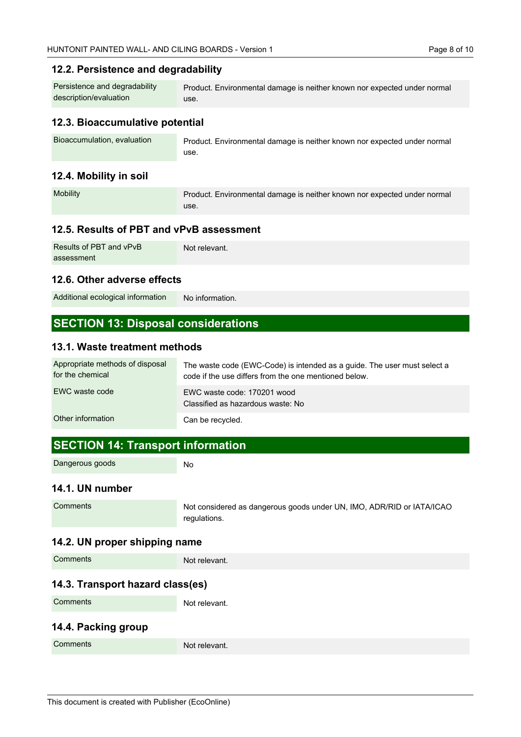### 12.2. Persistence and degradability

| | |
|---|---|
| Persistence and degradability description/evaluation | Product. Environmental damage is neither known nor expected under normal use. |

### 12.3. Bioaccumulative potential

| | |
|---|---|
| Bioaccumulation, evaluation | Product. Environmental damage is neither known nor expected under normal use. |

### 12.4. Mobility in soil

| | |
|---|---|
| Mobility | Product. Environmental damage is neither known nor expected under normal use. |

### 12.5. Results of PBT and vPvB assessment

| | |
|---|---|
| Results of PBT and vPvB assessment | Not relevant. |

### 12.6. Other adverse effects

| | |
|---|---|
| Additional ecological information | No information. |

## SECTION 13: Disposal considerations

### 13.1. Waste treatment methods

| | |
|---|---|
| Appropriate methods of disposal for the chemical | The waste code (EWC-Code) is intended as a guide. The user must select a code if the use differs from the one mentioned below. |
| EWC waste code | EWC waste code: 170201 wood<br>Classified as hazardous waste: No |
| Other information | Can be recycled. |

## SECTION 14: Transport information

| | |
|---|---|
| Dangerous goods | No |

### 14.1. UN number

| | |
|---|---|
| Comments | Not considered as dangerous goods under UN, IMO, ADR/RID or IATA/ICAO regulations. |

### 14.2. UN proper shipping name

| | |
|---|---|
| Comments | Not relevant. |

### 14.3. Transport hazard class(es)

| | |
|---|---|
| Comments | Not relevant. |

### 14.4. Packing group

| | |
|---|---|
| Comments | Not relevant. |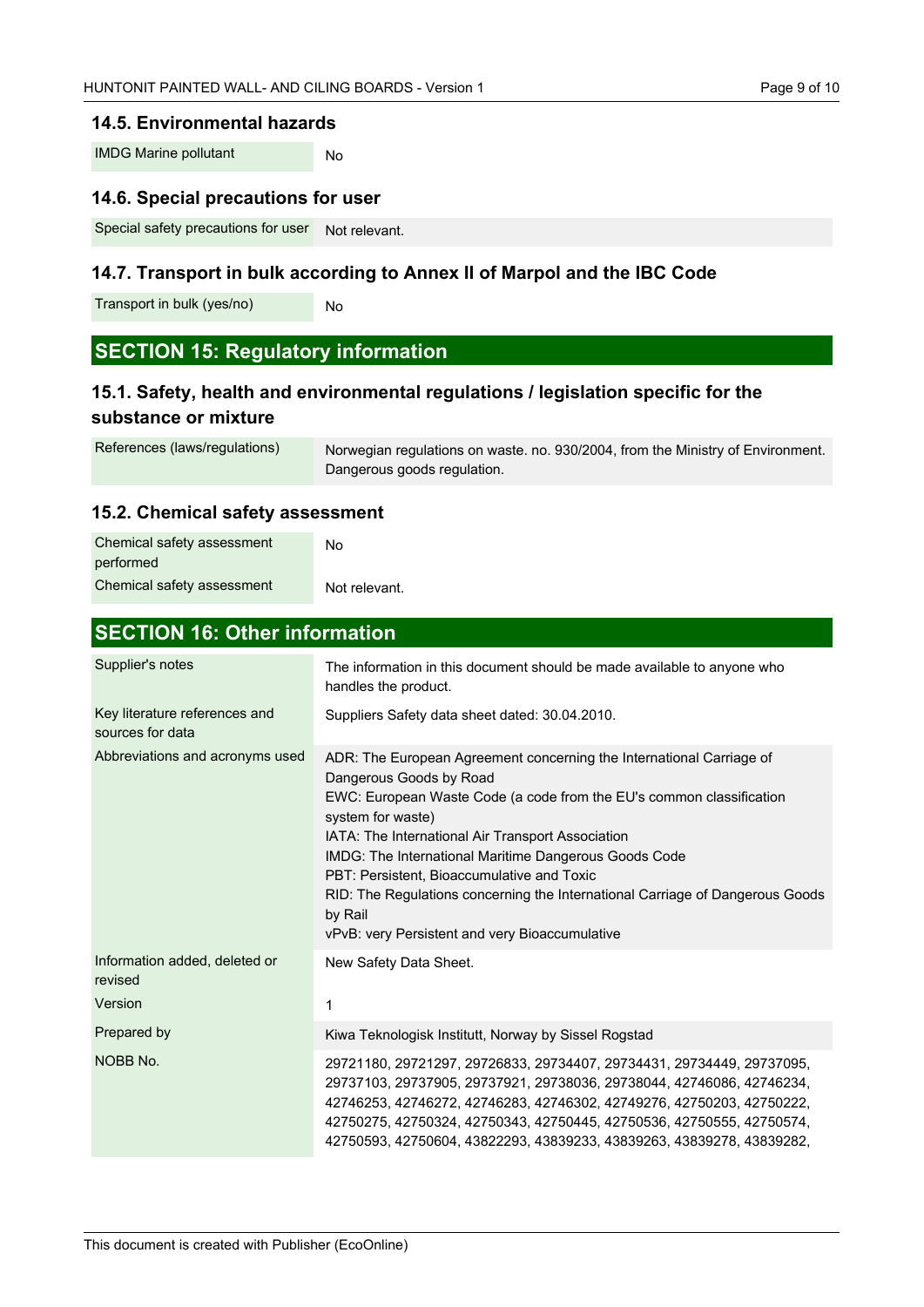### 14.5. Environmental hazards

| | |
|---|---|
| IMDG Marine pollutant | No |

### 14.6. Special precautions for user

| | |
|---|---|
| Special safety precautions for user | Not relevant. |

### 14.7. Transport in bulk according to Annex II of Marpol and the IBC Code

| | |
|---|---|
| Transport in bulk (yes/no) | No |

## SECTION 15: Regulatory information

### 15.1. Safety, health and environmental regulations / legislation specific for the substance or mixture

| | |
|---|---|
| References (laws/regulations) | Norwegian regulations on waste. no. 930/2004, from the Ministry of Environment. Dangerous goods regulation. |

### 15.2. Chemical safety assessment

| | |
|---|---|
| Chemical safety assessment performed | No |
| Chemical safety assessment | Not relevant. |

## SECTION 16: Other information

| | |
|---|---|
| Supplier's notes | The information in this document should be made available to anyone who handles the product. |
| Key literature references and sources for data | Suppliers Safety data sheet dated: 30.04.2010. |
| Abbreviations and acronyms used | ADR: The European Agreement concerning the International Carriage of Dangerous Goods by Road<br>EWC: European Waste Code (a code from the EU's common classification system for waste)<br>IATA: The International Air Transport Association<br>IMDG: The International Maritime Dangerous Goods Code<br>PBT: Persistent, Bioaccumulative and Toxic<br>RID: The Regulations concerning the International Carriage of Dangerous Goods by Rail<br>vPvB: very Persistent and very Bioaccumulative |
| Information added, deleted or revised | New Safety Data Sheet. |
| Version | 1 |
| Prepared by | Kiwa Teknologisk Institutt, Norway by Sissel Rogstad |
| NOBB No. | 29721180, 29721297, 29726833, 29734407, 29734431, 29734449, 29737095, 29737103, 29737905, 29737921, 29738036, 29738044, 42746086, 42746234, 42746253, 42746272, 42746283, 42746302, 42749276, 42750203, 42750222, 42750275, 42750324, 42750343, 42750445, 42750536, 42750555, 42750574, 42750593, 42750604, 43822293, 43839233, 43839263, 43839278, 43839282, |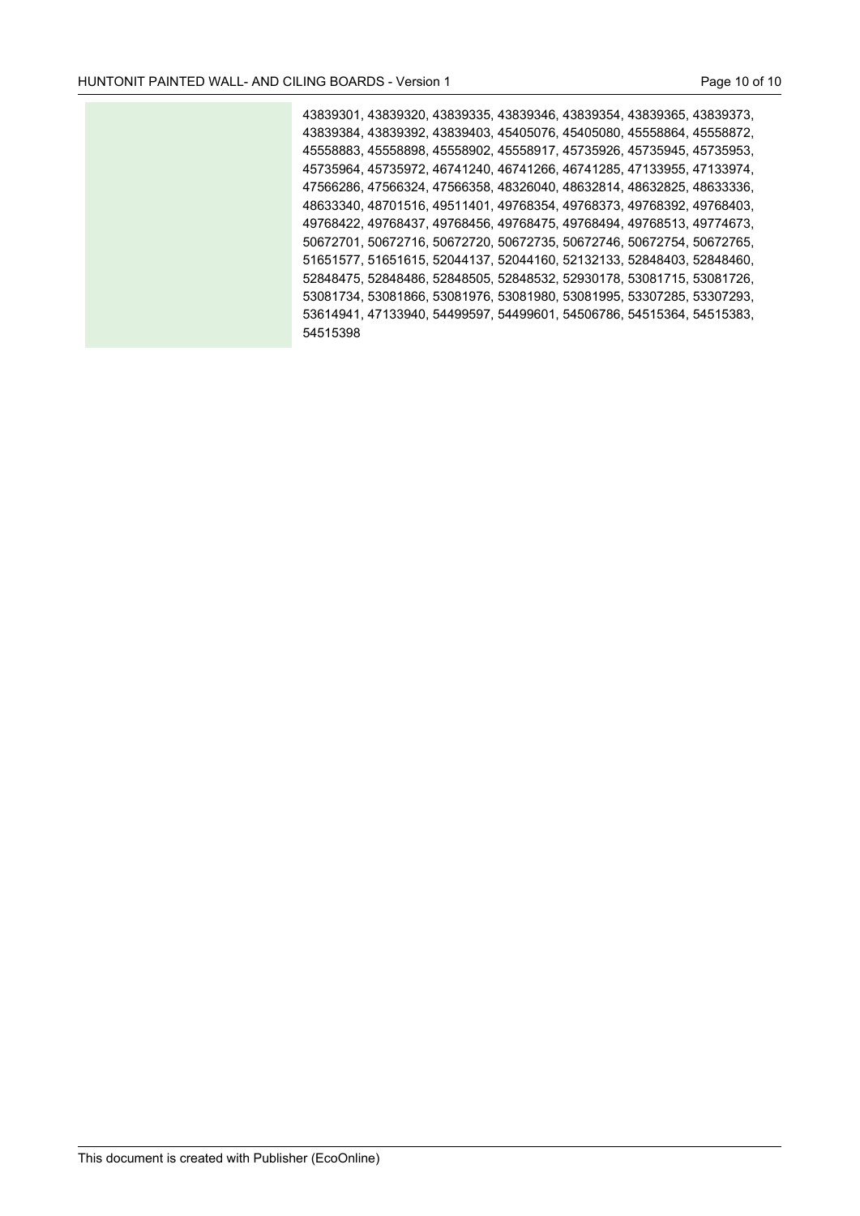43839301, 43839320, 43839335, 43839346, 43839354, 43839365, 43839373, 43839384, 43839392, 43839403, 45405076, 45405080, 45558864, 45558872, 45558883, 45558898, 45558902, 45558917, 45735926, 45735945, 45735953, 45735964, 45735972, 46741240, 46741266, 46741285, 47133955, 47133974, 47566286, 47566324, 47566358, 48326040, 48632814, 48632825, 48633336, 48633340, 48701516, 49511401, 49768354, 49768373, 49768392, 49768403, 49768422, 49768437, 49768456, 49768475, 49768494, 49768513, 49774673, 50672701, 50672716, 50672720, 50672735, 50672746, 50672754, 50672765, 51651577, 51651615, 52044137, 52044160, 52132133, 52848403, 52848460, 52848475, 52848486, 52848505, 52848532, 52930178, 53081715, 53081726, 53081734, 53081866, 53081976, 53081980, 53081995, 53307285, 53307293, 53614941, 47133940, 54499597, 54499601, 54506786, 54515364, 54515383, 54515398